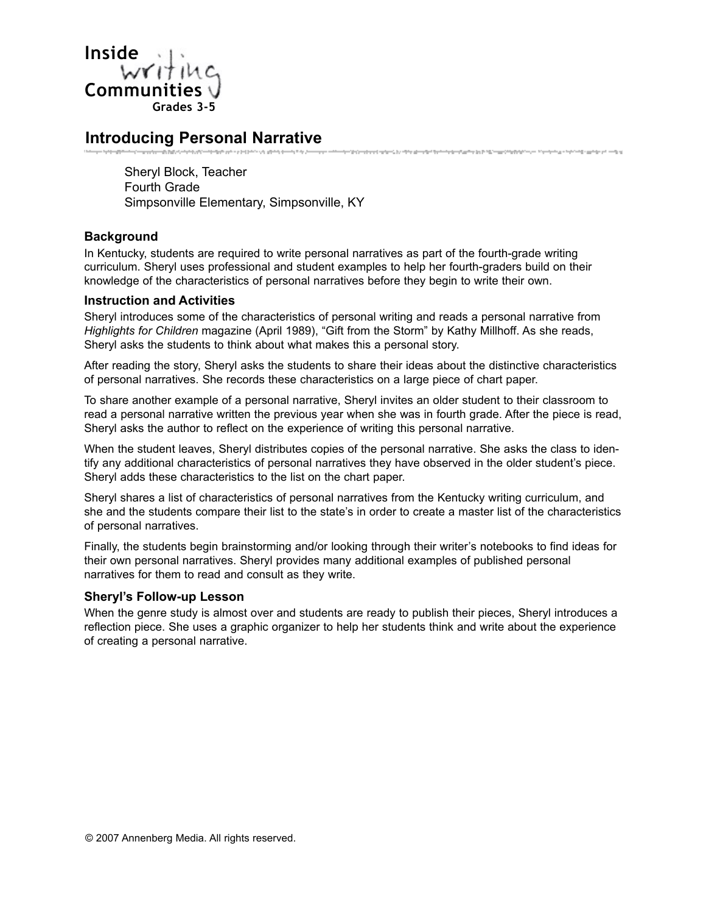# Inside writing Communities

Grades 3-5

## Introducing Personal Narrative

Sheryl Block, Teacher
Fourth Grade
Simpsonville Elementary, Simpsonville, KY

### Background

In Kentucky, students are required to write personal narratives as part of the fourth-grade writing curriculum. Sheryl uses professional and student examples to help her fourth-graders build on their knowledge of the characteristics of personal narratives before they begin to write their own.

### Instruction and Activities

Sheryl introduces some of the characteristics of personal writing and reads a personal narrative from *Highlights for Children* magazine (April 1989), “Gift from the Storm” by Kathy Millhoff. As she reads, Sheryl asks the students to think about what makes this a personal story.

After reading the story, Sheryl asks the students to share their ideas about the distinctive characteristics of personal narratives. She records these characteristics on a large piece of chart paper.

To share another example of a personal narrative, Sheryl invites an older student to their classroom to read a personal narrative written the previous year when she was in fourth grade. After the piece is read, Sheryl asks the author to reflect on the experience of writing this personal narrative.

When the student leaves, Sheryl distributes copies of the personal narrative. She asks the class to identify any additional characteristics of personal narratives they have observed in the older student’s piece. Sheryl adds these characteristics to the list on the chart paper.

Sheryl shares a list of characteristics of personal narratives from the Kentucky writing curriculum, and she and the students compare their list to the state’s in order to create a master list of the characteristics of personal narratives.

Finally, the students begin brainstorming and/or looking through their writer’s notebooks to find ideas for their own personal narratives. Sheryl provides many additional examples of published personal narratives for them to read and consult as they write.

### Sheryl’s Follow-up Lesson

When the genre study is almost over and students are ready to publish their pieces, Sheryl introduces a reflection piece. She uses a graphic organizer to help her students think and write about the experience of creating a personal narrative.

© 2007 Annenberg Media. All rights reserved.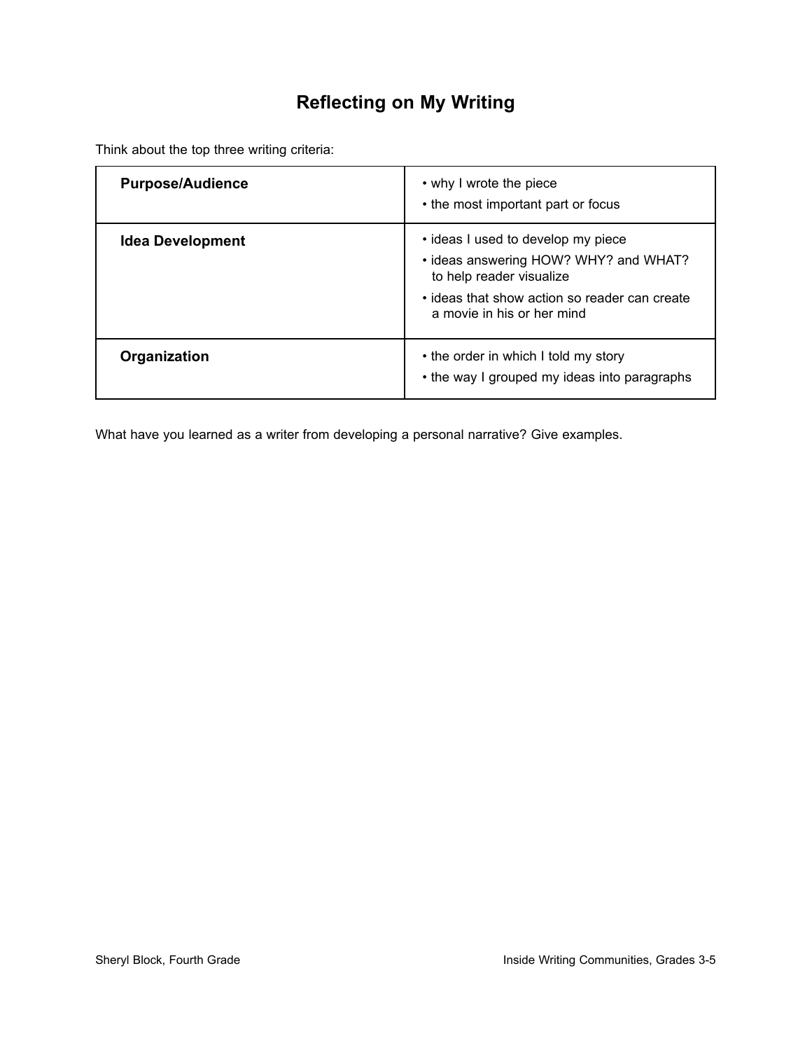# Reflecting on My Writing

Think about the top three writing criteria:

| | |
|---|---|
| **Purpose/Audience** | • why I wrote the piece<br>• the most important part or focus |
| **Idea Development** | • ideas I used to develop my piece<br>• ideas answering HOW? WHY? and WHAT? to help reader visualize<br>• ideas that show action so reader can create a movie in his or her mind |
| **Organization** | • the order in which I told my story<br>• the way I grouped my ideas into paragraphs |

What have you learned as a writer from developing a personal narrative? Give examples.

Sheryl Block, Fourth Grade

Inside Writing Communities, Grades 3-5